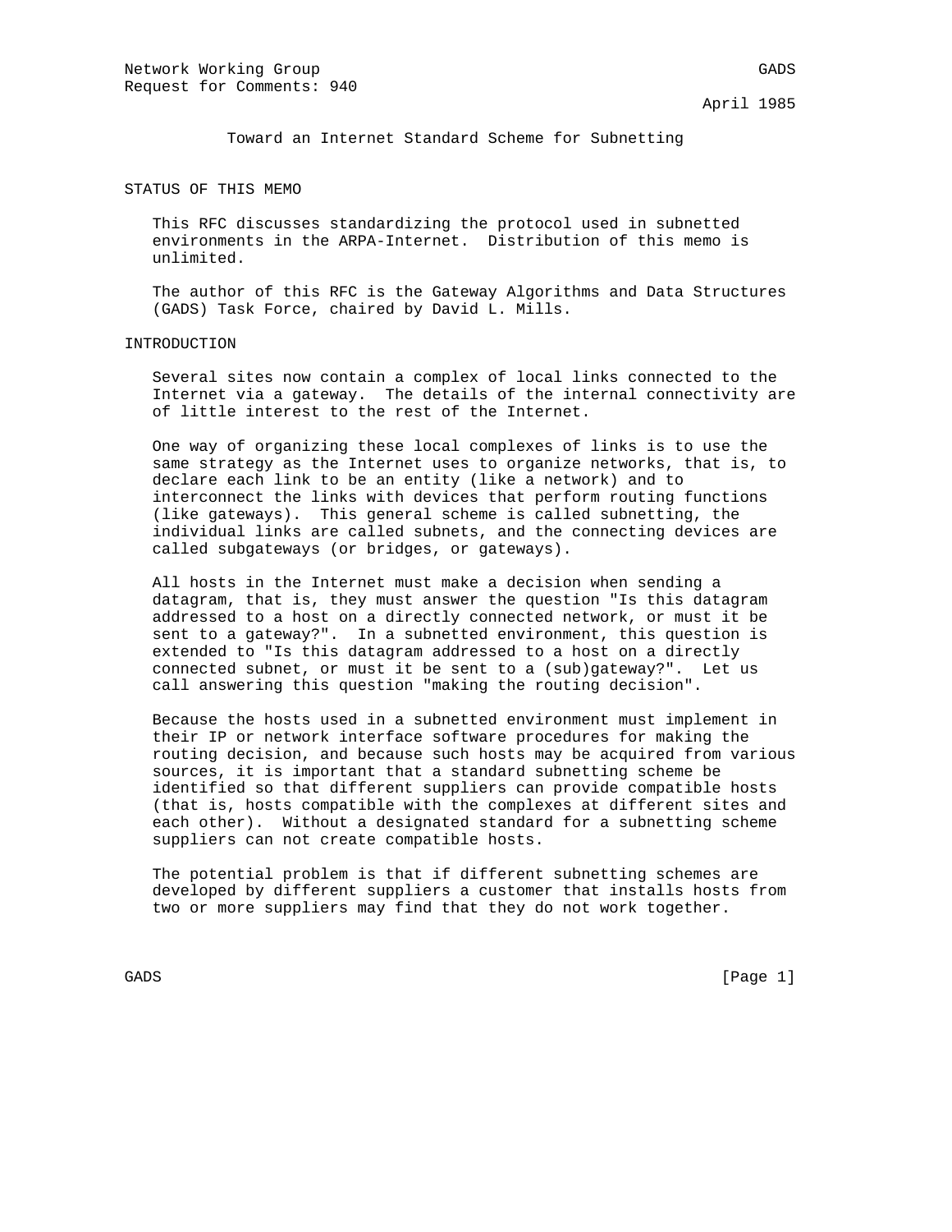Network Working Group GADS
Request for Comments: 940

April 1985

# Toward an Internet Standard Scheme for Subnetting

## STATUS OF THIS MEMO

This RFC discusses standardizing the protocol used in subnetted environments in the ARPA-Internet. Distribution of this memo is unlimited.

The author of this RFC is the Gateway Algorithms and Data Structures (GADS) Task Force, chaired by David L. Mills.

## INTRODUCTION

Several sites now contain a complex of local links connected to the Internet via a gateway. The details of the internal connectivity are of little interest to the rest of the Internet.

One way of organizing these local complexes of links is to use the same strategy as the Internet uses to organize networks, that is, to declare each link to be an entity (like a network) and to interconnect the links with devices that perform routing functions (like gateways). This general scheme is called subnetting, the individual links are called subnets, and the connecting devices are called subgateways (or bridges, or gateways).

All hosts in the Internet must make a decision when sending a datagram, that is, they must answer the question "Is this datagram addressed to a host on a directly connected network, or must it be sent to a gateway?". In a subnetted environment, this question is extended to "Is this datagram addressed to a host on a directly connected subnet, or must it be sent to a (sub)gateway?". Let us call answering this question "making the routing decision".

Because the hosts used in a subnetted environment must implement in their IP or network interface software procedures for making the routing decision, and because such hosts may be acquired from various sources, it is important that a standard subnetting scheme be identified so that different suppliers can provide compatible hosts (that is, hosts compatible with the complexes at different sites and each other). Without a designated standard for a subnetting scheme suppliers can not create compatible hosts.

The potential problem is that if different subnetting schemes are developed by different suppliers a customer that installs hosts from two or more suppliers may find that they do not work together.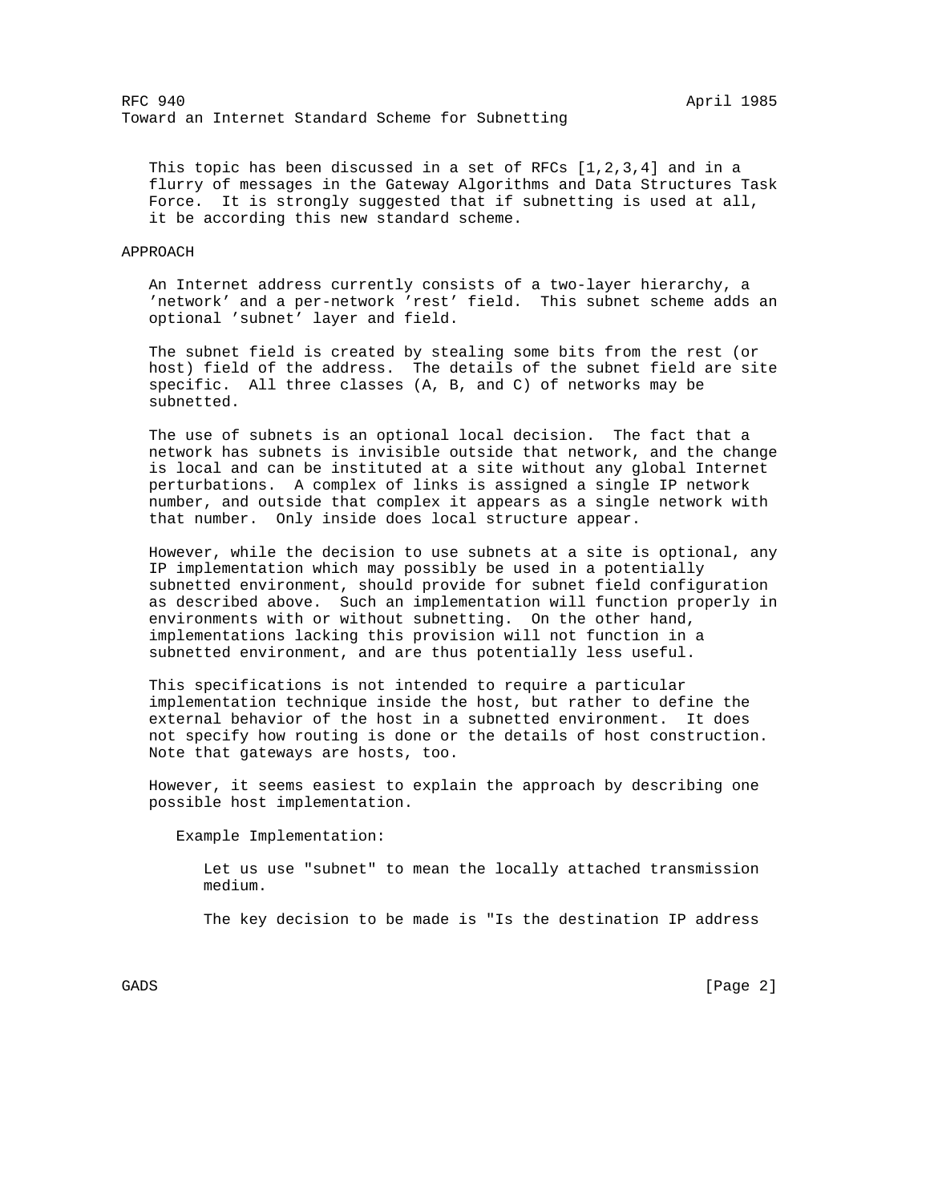This topic has been discussed in a set of RFCs [1,2,3,4] and in a flurry of messages in the Gateway Algorithms and Data Structures Task Force. It is strongly suggested that if subnetting is used at all, it be according this new standard scheme.

## APPROACH

An Internet address currently consists of a two-layer hierarchy, a 'network' and a per-network 'rest' field. This subnet scheme adds an optional 'subnet' layer and field.

The subnet field is created by stealing some bits from the rest (or host) field of the address. The details of the subnet field are site specific. All three classes (A, B, and C) of networks may be subnetted.

The use of subnets is an optional local decision. The fact that a network has subnets is invisible outside that network, and the change is local and can be instituted at a site without any global Internet perturbations. A complex of links is assigned a single IP network number, and outside that complex it appears as a single network with that number. Only inside does local structure appear.

However, while the decision to use subnets at a site is optional, any IP implementation which may possibly be used in a potentially subnetted environment, should provide for subnet field configuration as described above. Such an implementation will function properly in environments with or without subnetting. On the other hand, implementations lacking this provision will not function in a subnetted environment, and are thus potentially less useful.

This specifications is not intended to require a particular implementation technique inside the host, but rather to define the external behavior of the host in a subnetted environment. It does not specify how routing is done or the details of host construction. Note that gateways are hosts, too.

However, it seems easiest to explain the approach by describing one possible host implementation.

Example Implementation:

Let us use "subnet" to mean the locally attached transmission medium.

The key decision to be made is "Is the destination IP address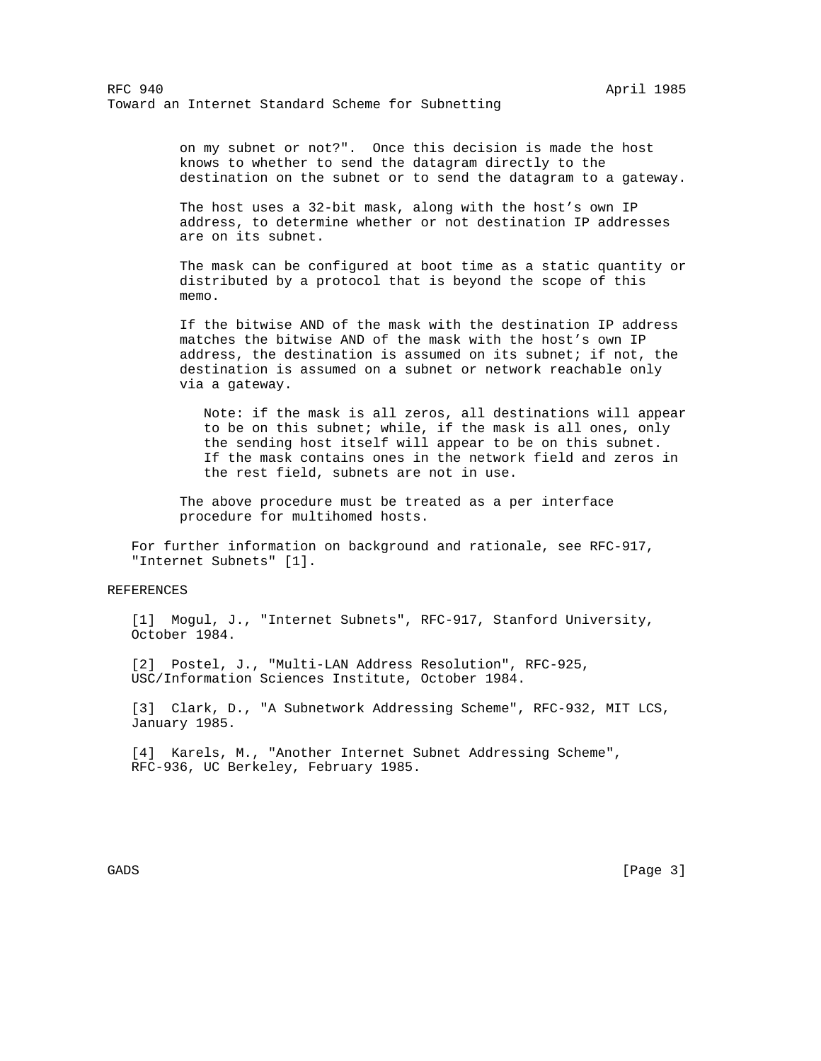on my subnet or not?". Once this decision is made the host knows to whether to send the datagram directly to the destination on the subnet or to send the datagram to a gateway.

The host uses a 32-bit mask, along with the host's own IP address, to determine whether or not destination IP addresses are on its subnet.

The mask can be configured at boot time as a static quantity or distributed by a protocol that is beyond the scope of this memo.

If the bitwise AND of the mask with the destination IP address matches the bitwise AND of the mask with the host's own IP address, the destination is assumed on its subnet; if not, the destination is assumed on a subnet or network reachable only via a gateway.

> Note: if the mask is all zeros, all destinations will appear to be on this subnet; while, if the mask is all ones, only the sending host itself will appear to be on this subnet. If the mask contains ones in the network field and zeros in the rest field, subnets are not in use.

The above procedure must be treated as a per interface procedure for multihomed hosts.

For further information on background and rationale, see RFC-917, "Internet Subnets" [1].

## REFERENCES

[1] Mogul, J., "Internet Subnets", RFC-917, Stanford University, October 1984.

[2] Postel, J., "Multi-LAN Address Resolution", RFC-925, USC/Information Sciences Institute, October 1984.

[3] Clark, D., "A Subnetwork Addressing Scheme", RFC-932, MIT LCS, January 1985.

[4] Karels, M., "Another Internet Subnet Addressing Scheme", RFC-936, UC Berkeley, February 1985.